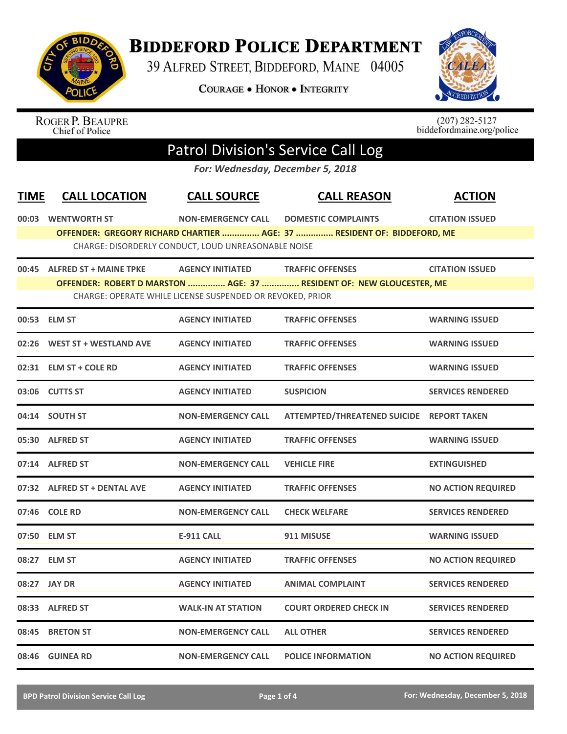# Biddeford Police Department

39 Alfred Street, Biddeford, Maine 04005

Courage • Honor • Integrity

Roger P. Beaupre
Chief of Police

(207) 282-5127
biddefordmaine.org/police

## Patrol Division's Service Call Log

*For: Wednesday, December 5, 2018*

| TIME | CALL LOCATION | CALL SOURCE | CALL REASON | ACTION |
|---|---|---|---|---|
| 00:03 | WENTWORTH ST | NON-EMERGENCY CALL | DOMESTIC COMPLAINTS | CITATION ISSUED |
| | OFFENDER: GREGORY RICHARD CHARTIER ............... AGE: 37 ............... RESIDENT OF: BIDDEFORD, ME | | | |
| | CHARGE: DISORDERLY CONDUCT, LOUD UNREASONABLE NOISE | | | |
| 00:45 | ALFRED ST + MAINE TPKE | AGENCY INITIATED | TRAFFIC OFFENSES | CITATION ISSUED |
| | OFFENDER: ROBERT D MARSTON ............... AGE: 37 ............... RESIDENT OF: NEW GLOUCESTER, ME | | | |
| | CHARGE: OPERATE WHILE LICENSE SUSPENDED OR REVOKED, PRIOR | | | |
| 00:53 | ELM ST | AGENCY INITIATED | TRAFFIC OFFENSES | WARNING ISSUED |
| 02:26 | WEST ST + WESTLAND AVE | AGENCY INITIATED | TRAFFIC OFFENSES | WARNING ISSUED |
| 02:31 | ELM ST + COLE RD | AGENCY INITIATED | TRAFFIC OFFENSES | WARNING ISSUED |
| 03:06 | CUTTS ST | AGENCY INITIATED | SUSPICION | SERVICES RENDERED |
| 04:14 | SOUTH ST | NON-EMERGENCY CALL | ATTEMPTED/THREATENED SUICIDE | REPORT TAKEN |
| 05:30 | ALFRED ST | AGENCY INITIATED | TRAFFIC OFFENSES | WARNING ISSUED |
| 07:14 | ALFRED ST | NON-EMERGENCY CALL | VEHICLE FIRE | EXTINGUISHED |
| 07:32 | ALFRED ST + DENTAL AVE | AGENCY INITIATED | TRAFFIC OFFENSES | NO ACTION REQUIRED |
| 07:46 | COLE RD | NON-EMERGENCY CALL | CHECK WELFARE | SERVICES RENDERED |
| 07:50 | ELM ST | E-911 CALL | 911 MISUSE | WARNING ISSUED |
| 08:27 | ELM ST | AGENCY INITIATED | TRAFFIC OFFENSES | NO ACTION REQUIRED |
| 08:27 | JAY DR | AGENCY INITIATED | ANIMAL COMPLAINT | SERVICES RENDERED |
| 08:33 | ALFRED ST | WALK-IN AT STATION | COURT ORDERED CHECK IN | SERVICES RENDERED |
| 08:45 | BRETON ST | NON-EMERGENCY CALL | ALL OTHER | SERVICES RENDERED |
| 08:46 | GUINEA RD | NON-EMERGENCY CALL | POLICE INFORMATION | NO ACTION REQUIRED |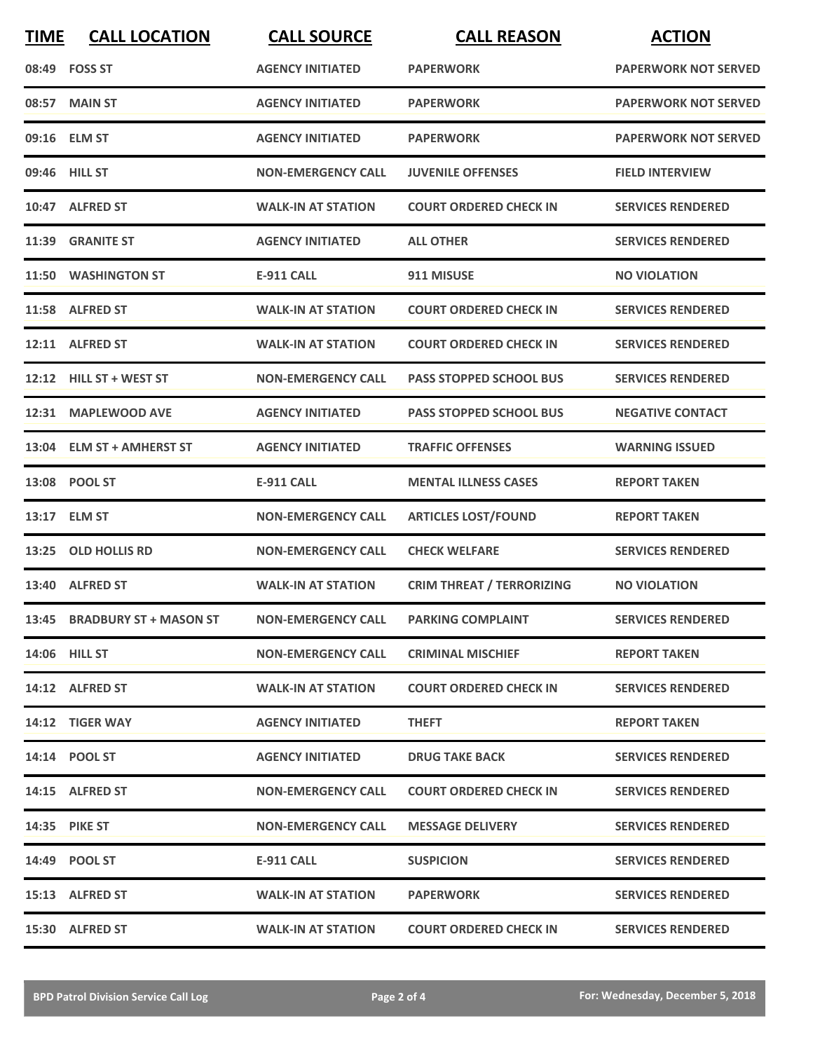| TIME | CALL LOCATION | CALL SOURCE | CALL REASON | ACTION |
|---|---|---|---|---|
| 08:49 | FOSS ST | AGENCY INITIATED | PAPERWORK | PAPERWORK NOT SERVED |
| 08:57 | MAIN ST | AGENCY INITIATED | PAPERWORK | PAPERWORK NOT SERVED |
| 09:16 | ELM ST | AGENCY INITIATED | PAPERWORK | PAPERWORK NOT SERVED |
| 09:46 | HILL ST | NON-EMERGENCY CALL | JUVENILE OFFENSES | FIELD INTERVIEW |
| 10:47 | ALFRED ST | WALK-IN AT STATION | COURT ORDERED CHECK IN | SERVICES RENDERED |
| 11:39 | GRANITE ST | AGENCY INITIATED | ALL OTHER | SERVICES RENDERED |
| 11:50 | WASHINGTON ST | E-911 CALL | 911 MISUSE | NO VIOLATION |
| 11:58 | ALFRED ST | WALK-IN AT STATION | COURT ORDERED CHECK IN | SERVICES RENDERED |
| 12:11 | ALFRED ST | WALK-IN AT STATION | COURT ORDERED CHECK IN | SERVICES RENDERED |
| 12:12 | HILL ST + WEST ST | NON-EMERGENCY CALL | PASS STOPPED SCHOOL BUS | SERVICES RENDERED |
| 12:31 | MAPLEWOOD AVE | AGENCY INITIATED | PASS STOPPED SCHOOL BUS | NEGATIVE CONTACT |
| 13:04 | ELM ST + AMHERST ST | AGENCY INITIATED | TRAFFIC OFFENSES | WARNING ISSUED |
| 13:08 | POOL ST | E-911 CALL | MENTAL ILLNESS CASES | REPORT TAKEN |
| 13:17 | ELM ST | NON-EMERGENCY CALL | ARTICLES LOST/FOUND | REPORT TAKEN |
| 13:25 | OLD HOLLIS RD | NON-EMERGENCY CALL | CHECK WELFARE | SERVICES RENDERED |
| 13:40 | ALFRED ST | WALK-IN AT STATION | CRIM THREAT / TERRORIZING | NO VIOLATION |
| 13:45 | BRADBURY ST + MASON ST | NON-EMERGENCY CALL | PARKING COMPLAINT | SERVICES RENDERED |
| 14:06 | HILL ST | NON-EMERGENCY CALL | CRIMINAL MISCHIEF | REPORT TAKEN |
| 14:12 | ALFRED ST | WALK-IN AT STATION | COURT ORDERED CHECK IN | SERVICES RENDERED |
| 14:12 | TIGER WAY | AGENCY INITIATED | THEFT | REPORT TAKEN |
| 14:14 | POOL ST | AGENCY INITIATED | DRUG TAKE BACK | SERVICES RENDERED |
| 14:15 | ALFRED ST | NON-EMERGENCY CALL | COURT ORDERED CHECK IN | SERVICES RENDERED |
| 14:35 | PIKE ST | NON-EMERGENCY CALL | MESSAGE DELIVERY | SERVICES RENDERED |
| 14:49 | POOL ST | E-911 CALL | SUSPICION | SERVICES RENDERED |
| 15:13 | ALFRED ST | WALK-IN AT STATION | PAPERWORK | SERVICES RENDERED |
| 15:30 | ALFRED ST | WALK-IN AT STATION | COURT ORDERED CHECK IN | SERVICES RENDERED |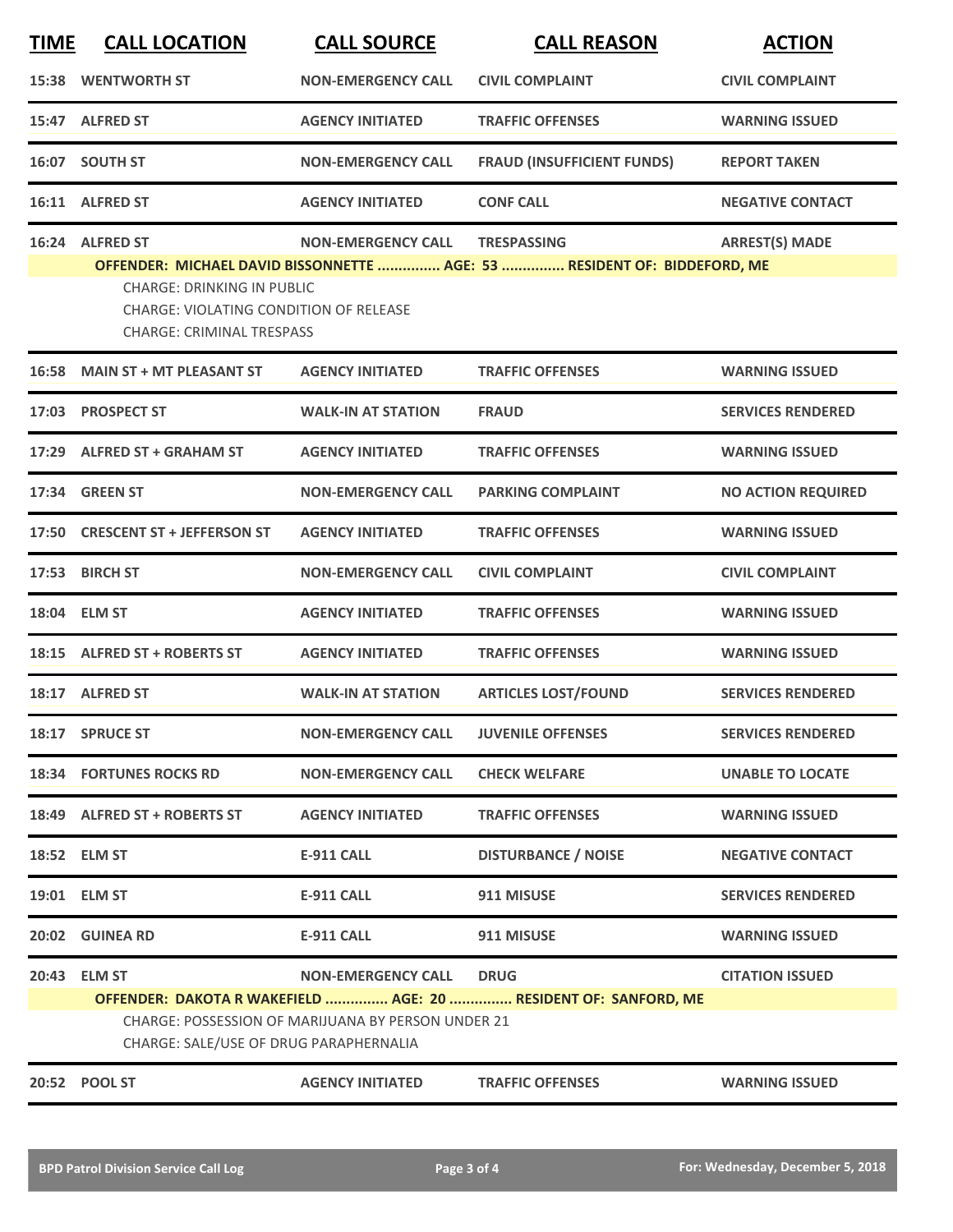| TIME | CALL LOCATION | CALL SOURCE | CALL REASON | ACTION |
|---|---|---|---|---|
| 15:38 | WENTWORTH ST | NON-EMERGENCY CALL | CIVIL COMPLAINT | CIVIL COMPLAINT |
| 15:47 | ALFRED ST | AGENCY INITIATED | TRAFFIC OFFENSES | WARNING ISSUED |
| 16:07 | SOUTH ST | NON-EMERGENCY CALL | FRAUD (INSUFFICIENT FUNDS) | REPORT TAKEN |
| 16:11 | ALFRED ST | AGENCY INITIATED | CONF CALL | NEGATIVE CONTACT |
| 16:24 | ALFRED ST | NON-EMERGENCY CALL | TRESPASSING | ARREST(S) MADE |

**OFFENDER: MICHAEL DAVID BISSONNETTE ............... AGE: 53 ............... RESIDENT OF: BIDDEFORD, ME**

CHARGE: DRINKING IN PUBLIC
CHARGE: VIOLATING CONDITION OF RELEASE
CHARGE: CRIMINAL TRESPASS

| TIME | CALL LOCATION | CALL SOURCE | CALL REASON | ACTION |
|---|---|---|---|---|
| 16:58 | MAIN ST + MT PLEASANT ST | AGENCY INITIATED | TRAFFIC OFFENSES | WARNING ISSUED |
| 17:03 | PROSPECT ST | WALK-IN AT STATION | FRAUD | SERVICES RENDERED |
| 17:29 | ALFRED ST + GRAHAM ST | AGENCY INITIATED | TRAFFIC OFFENSES | WARNING ISSUED |
| 17:34 | GREEN ST | NON-EMERGENCY CALL | PARKING COMPLAINT | NO ACTION REQUIRED |
| 17:50 | CRESCENT ST + JEFFERSON ST | AGENCY INITIATED | TRAFFIC OFFENSES | WARNING ISSUED |
| 17:53 | BIRCH ST | NON-EMERGENCY CALL | CIVIL COMPLAINT | CIVIL COMPLAINT |
| 18:04 | ELM ST | AGENCY INITIATED | TRAFFIC OFFENSES | WARNING ISSUED |
| 18:15 | ALFRED ST + ROBERTS ST | AGENCY INITIATED | TRAFFIC OFFENSES | WARNING ISSUED |
| 18:17 | ALFRED ST | WALK-IN AT STATION | ARTICLES LOST/FOUND | SERVICES RENDERED |
| 18:17 | SPRUCE ST | NON-EMERGENCY CALL | JUVENILE OFFENSES | SERVICES RENDERED |
| 18:34 | FORTUNES ROCKS RD | NON-EMERGENCY CALL | CHECK WELFARE | UNABLE TO LOCATE |
| 18:49 | ALFRED ST + ROBERTS ST | AGENCY INITIATED | TRAFFIC OFFENSES | WARNING ISSUED |
| 18:52 | ELM ST | E-911 CALL | DISTURBANCE / NOISE | NEGATIVE CONTACT |
| 19:01 | ELM ST | E-911 CALL | 911 MISUSE | SERVICES RENDERED |
| 20:02 | GUINEA RD | E-911 CALL | 911 MISUSE | WARNING ISSUED |
| 20:43 | ELM ST | NON-EMERGENCY CALL | DRUG | CITATION ISSUED |

**OFFENDER: DAKOTA R WAKEFIELD ............... AGE: 20 ............... RESIDENT OF: SANFORD, ME**

CHARGE: POSSESSION OF MARIJUANA BY PERSON UNDER 21
CHARGE: SALE/USE OF DRUG PARAPHERNALIA

| TIME | CALL LOCATION | CALL SOURCE | CALL REASON | ACTION |
|---|---|---|---|---|
| 20:52 | POOL ST | AGENCY INITIATED | TRAFFIC OFFENSES | WARNING ISSUED |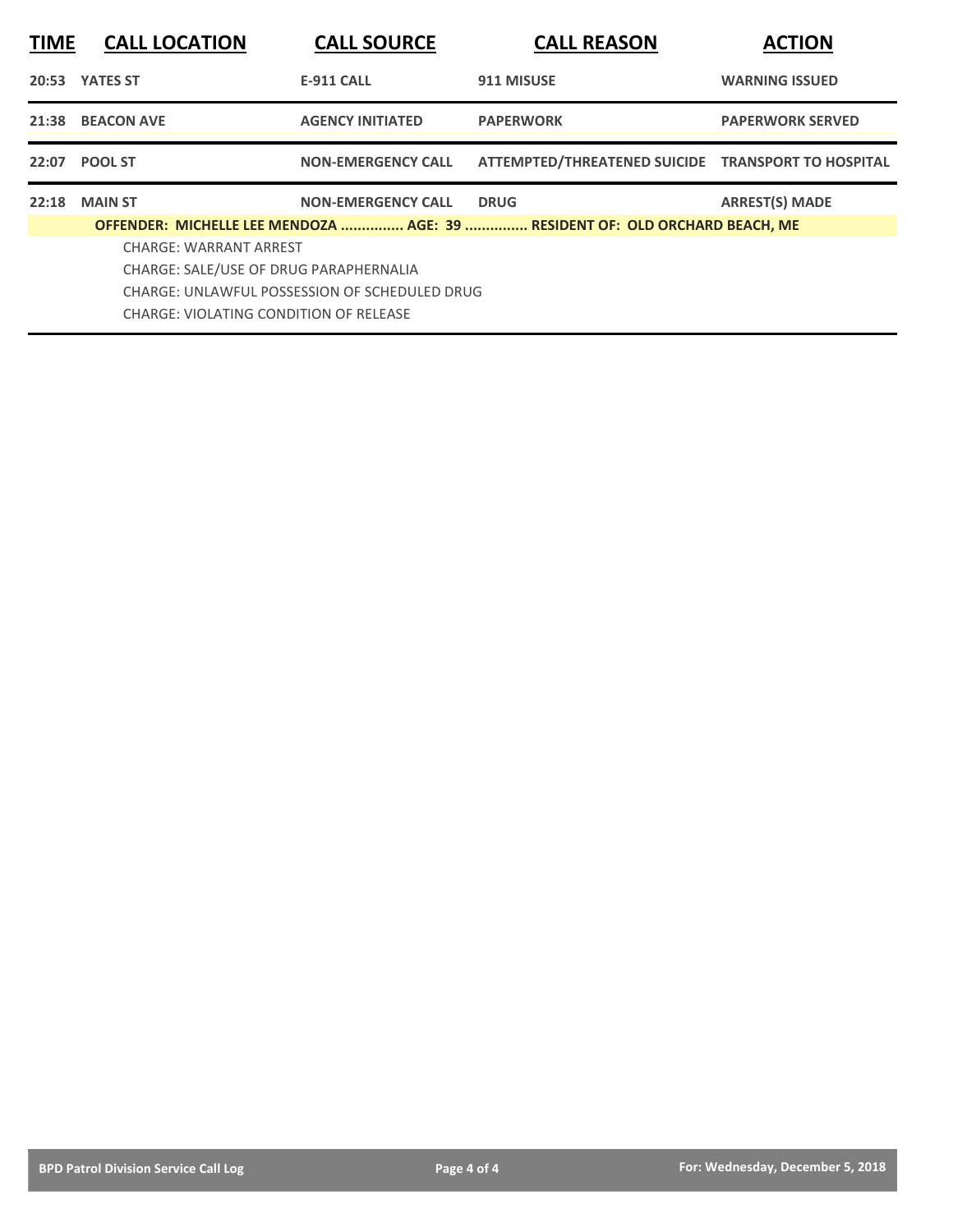| TIME | CALL LOCATION | CALL SOURCE | CALL REASON | ACTION |
|---|---|---|---|---|
| 20:53 | YATES ST | E-911 CALL | 911 MISUSE | WARNING ISSUED |
| 21:38 | BEACON AVE | AGENCY INITIATED | PAPERWORK | PAPERWORK SERVED |
| 22:07 | POOL ST | NON-EMERGENCY CALL | ATTEMPTED/THREATENED SUICIDE | TRANSPORT TO HOSPITAL |
| 22:18 | MAIN ST | NON-EMERGENCY CALL | DRUG | ARREST(S) MADE |

**OFFENDER: MICHELLE LEE MENDOZA ............... AGE: 39 ............... RESIDENT OF: OLD ORCHARD BEACH, ME**

CHARGE: WARRANT ARREST
CHARGE: SALE/USE OF DRUG PARAPHERNALIA
CHARGE: UNLAWFUL POSSESSION OF SCHEDULED DRUG
CHARGE: VIOLATING CONDITION OF RELEASE